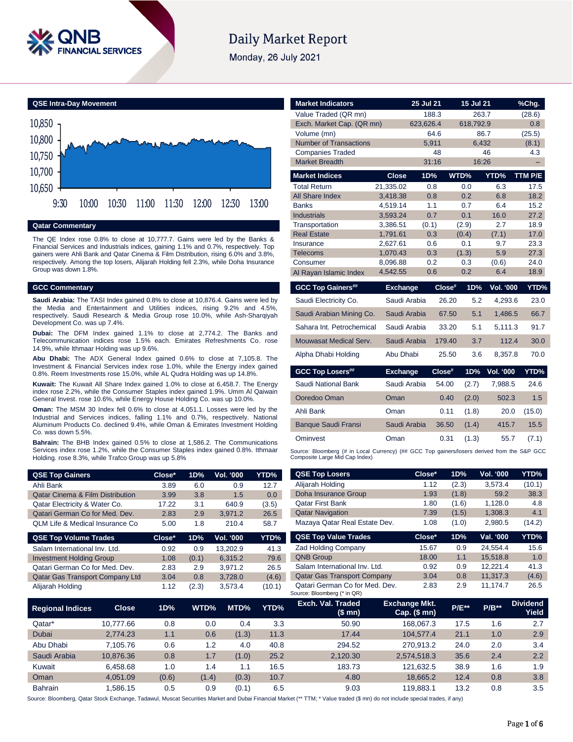# Daily Market Report

Monday, 26 July 2021

## QSE Intra-Day Movement

## Qatar Commentary

The QE Index rose 0.8% to close at 10,777.7. Gains were led by the Banks & Financial Services and Industrials indices, gaining 1.1% and 0.7%, respectively. Top gainers were Ahli Bank and Qatar Cinema & Film Distribution, rising 6.0% and 3.8%, respectively. Among the top losers, Alijarah Holding fell 2.3%, while Doha Insurance Group was down 1.8%.

## GCC Commentary

**Saudi Arabia:** The TASI Index gained 0.8% to close at 10,876.4. Gains were led by the Media and Entertainment and Utilities indices, rising 9.2% and 4.5%, respectively. Saudi Research & Media Group rose 10.0%, while Ash-Sharqiyah Development Co. was up 7.4%.

**Dubai:** The DFM Index gained 1.1% to close at 2,774.2. The Banks and Telecommunication indices rose 1.5% each. Emirates Refreshments Co. rose 14.9%, while Ithmaar Holding was up 9.6%.

**Abu Dhabi:** The ADX General Index gained 0.6% to close at 7,105.8. The Investment & Financial Services index rose 1.0%, while the Energy index gained 0.8%. Reem Investments rose 15.0%, while AL Qudra Holding was up 14.8%.

**Kuwait:** The Kuwait All Share Index gained 1.0% to close at 6,458.7. The Energy index rose 2.2%, while the Consumer Staples index gained 1.9%. Umm Al Qaiwain General Invest. rose 10.6%, while Energy House Holding Co. was up 10.0%.

**Oman:** The MSM 30 Index fell 0.6% to close at 4,051.1. Losses were led by the Industrial and Services indices, falling 1.1% and 0.7%, respectively. National Aluminum Products Co. declined 9.4%, while Oman & Emirates Investment Holding Co. was down 5.5%.

**Bahrain:** The BHB Index gained 0.5% to close at 1,586.2. The Communications Services index rose 1.2%, while the Consumer Staples index gained 0.8%. Ithmaar Holding. rose 8.3%, while Trafco Group was up 5.8%

| Market Indicators | 25 Jul 21 | 15 Jul 21 | %Chg. |
|---|---|---|---|
| Value Traded (QR mn) | 188.3 | 263.7 | (28.6) |
| Exch. Market Cap. (QR mn) | 623,626.4 | 618,792.9 | 0.8 |
| Volume (mn) | 64.6 | 86.7 | (25.5) |
| Number of Transactions | 5,911 | 6,432 | (8.1) |
| Companies Traded | 48 | 46 | 4.3 |
| Market Breadth | 31:16 | 16:26 | – |

| Market Indices | Close | 1D% | WTD% | YTD% | TTM P/E |
|---|---|---|---|---|---|
| Total Return | 21,335.02 | 0.8 | 0.0 | 6.3 | 17.5 |
| All Share Index | 3,418.38 | 0.8 | 0.2 | 6.8 | 18.2 |
| Banks | 4,519.14 | 1.1 | 0.7 | 6.4 | 15.2 |
| Industrials | 3,593.24 | 0.7 | 0.1 | 16.0 | 27.2 |
| Transportation | 3,386.51 | (0.1) | (2.9) | 2.7 | 18.9 |
| Real Estate | 1,791.61 | 0.3 | (0.4) | (7.1) | 17.0 |
| Insurance | 2,627.61 | 0.6 | 0.1 | 9.7 | 23.3 |
| Telecoms | 1,070.43 | 0.3 | (1.3) | 5.9 | 27.3 |
| Consumer | 8,096.88 | 0.2 | 0.3 | (0.6) | 24.0 |
| Al Rayan Islamic Index | 4,542.55 | 0.6 | 0.2 | 6.4 | 18.9 |

| GCC Top Gainers## | Exchange | Close# | 1D% | Vol. '000 | YTD% |
|---|---|---|---|---|---|
| Saudi Electricity Co. | Saudi Arabia | 26.20 | 5.2 | 4,293.6 | 23.0 |
| Saudi Arabian Mining Co. | Saudi Arabia | 67.50 | 5.1 | 1,486.5 | 66.7 |
| Sahara Int. Petrochemical | Saudi Arabia | 33.20 | 5.1 | 5,111.3 | 91.7 |
| Mouwasat Medical Serv. | Saudi Arabia | 179.40 | 3.7 | 112.4 | 30.0 |
| Alpha Dhabi Holding | Abu Dhabi | 25.50 | 3.6 | 8,357.8 | 70.0 |

| GCC Top Losers## | Exchange | Close# | 1D% | Vol. '000 | YTD% |
|---|---|---|---|---|---|
| Saudi National Bank | Saudi Arabia | 54.00 | (2.7) | 7,988.5 | 24.6 |
| Ooredoo Oman | Oman | 0.40 | (2.0) | 502.3 | 1.5 |
| Ahli Bank | Oman | 0.11 | (1.8) | 20.0 | (15.0) |
| Banque Saudi Fransi | Saudi Arabia | 36.50 | (1.4) | 415.7 | 15.5 |
| Ominvest | Oman | 0.31 | (1.3) | 55.7 | (7.1) |

Source: Bloomberg (# in Local Currency) (## GCC Top gainers/losers derived from the S&P GCC Composite Large Mid Cap Index)

| QSE Top Gainers | Close* | 1D% | Vol. '000 | YTD% |
|---|---|---|---|---|
| Ahli Bank | 3.89 | 6.0 | 0.9 | 12.7 |
| Qatar Cinema & Film Distribution | 3.99 | 3.8 | 1.5 | 0.0 |
| Qatar Electricity & Water Co. | 17.22 | 3.1 | 640.9 | (3.5) |
| Qatari German Co for Med. Dev. | 2.83 | 2.9 | 3,971.2 | 26.5 |
| QLM Life & Medical Insurance Co | 5.00 | 1.8 | 210.4 | 58.7 |

| QSE Top Volume Trades | Close* | 1D% | Vol. '000 | YTD% |
|---|---|---|---|---|
| Salam International Inv. Ltd. | 0.92 | 0.9 | 13,202.9 | 41.3 |
| Investment Holding Group | 1.08 | (0.1) | 6,315.2 | 79.6 |
| Qatari German Co for Med. Dev. | 2.83 | 2.9 | 3,971.2 | 26.5 |
| Qatar Gas Transport Company Ltd | 3.04 | 0.8 | 3,728.0 | (4.6) |
| Alijarah Holding | 1.12 | (2.3) | 3,573.4 | (10.1) |

| QSE Top Losers | Close* | 1D% | Vol. '000 | YTD% |
|---|---|---|---|---|
| Alijarah Holding | 1.12 | (2.3) | 3,573.4 | (10.1) |
| Doha Insurance Group | 1.93 | (1.8) | 59.2 | 38.3 |
| Qatar First Bank | 1.80 | (1.6) | 1,128.0 | 4.8 |
| Qatar Navigation | 7.39 | (1.5) | 1,308.3 | 4.1 |
| Mazaya Qatar Real Estate Dev. | 1.08 | (1.0) | 2,980.5 | (14.2) |

| QSE Top Value Trades | Close* | 1D% | Val. '000 | YTD% |
|---|---|---|---|---|
| Zad Holding Company | 15.67 | 0.9 | 24,554.4 | 15.6 |
| QNB Group | 18.00 | 1.1 | 15,518.8 | 1.0 |
| Salam International Inv. Ltd. | 0.92 | 0.9 | 12,221.4 | 41.3 |
| Qatar Gas Transport Company | 3.04 | 0.8 | 11,317.3 | (4.6) |
| Qatari German Co for Med. Dev. | 2.83 | 2.9 | 11,174.7 | 26.5 |

Source: Bloomberg (* in QR)

| Regional Indices | Close | 1D% | WTD% | MTD% | YTD% | Exch. Val. Traded ($ mn) | Exchange Mkt. Cap. ($ mn) | P/E** | P/B** | Dividend Yield |
|---|---|---|---|---|---|---|---|---|---|---|
| Qatar* | 10,777.66 | 0.8 | 0.0 | 0.4 | 3.3 | 50.90 | 168,067.3 | 17.5 | 1.6 | 2.7 |
| Dubai | 2,774.23 | 1.1 | 0.6 | (1.3) | 11.3 | 17.44 | 104,577.4 | 21.1 | 1.0 | 2.9 |
| Abu Dhabi | 7,105.76 | 0.6 | 1.2 | 4.0 | 40.8 | 294.52 | 270,913.2 | 24.0 | 2.0 | 3.4 |
| Saudi Arabia | 10,876.36 | 0.8 | 1.7 | (1.0) | 25.2 | 2,120.30 | 2,574,518.3 | 35.6 | 2.4 | 2.2 |
| Kuwait | 6,458.68 | 1.0 | 1.4 | 1.1 | 16.5 | 183.73 | 121,632.5 | 38.9 | 1.6 | 1.9 |
| Oman | 4,051.09 | (0.6) | (1.4) | (0.3) | 10.7 | 4.80 | 18,665.2 | 12.4 | 0.8 | 3.8 |
| Bahrain | 1,586.15 | 0.5 | 0.9 | (0.1) | 6.5 | 9.03 | 119,883.1 | 13.2 | 0.8 | 3.5 |

Source: Bloomberg, Qatar Stock Exchange, Tadawul, Muscat Securities Market and Dubai Financial Market (** TTM; * Value traded ($ mn) do not include special trades, if any)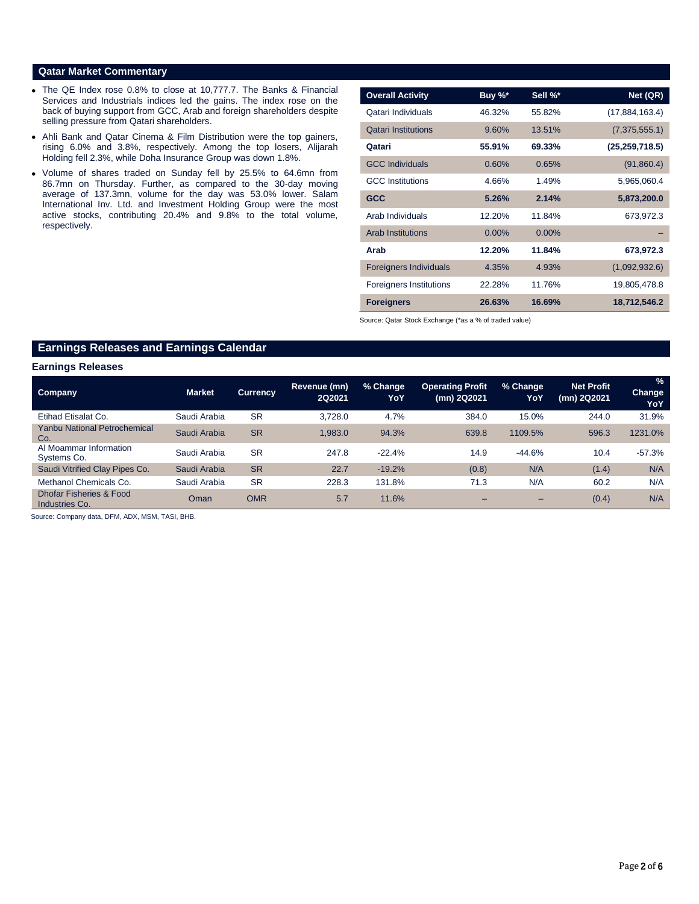## Qatar Market Commentary

- The QE Index rose 0.8% to close at 10,777.7. The Banks & Financial Services and Industrials indices led the gains. The index rose on the back of buying support from GCC, Arab and foreign shareholders despite selling pressure from Qatari shareholders.
- Ahli Bank and Qatar Cinema & Film Distribution were the top gainers, rising 6.0% and 3.8%, respectively. Among the top losers, Alijarah Holding fell 2.3%, while Doha Insurance Group was down 1.8%.
- Volume of shares traded on Sunday fell by 25.5% to 64.6mn from 86.7mn on Thursday. Further, as compared to the 30-day moving average of 137.3mn, volume for the day was 53.0% lower. Salam International Inv. Ltd. and Investment Holding Group were the most active stocks, contributing 20.4% and 9.8% to the total volume, respectively.

| Overall Activity | Buy %* | Sell %* | Net (QR) |
|---|---|---|---|
| Qatari Individuals | 46.32% | 55.82% | (17,884,163.4) |
| Qatari Institutions | 9.60% | 13.51% | (7,375,555.1) |
| **Qatari** | **55.91%** | **69.33%** | **(25,259,718.5)** |
| GCC Individuals | 0.60% | 0.65% | (91,860.4) |
| GCC Institutions | 4.66% | 1.49% | 5,965,060.4 |
| **GCC** | **5.26%** | **2.14%** | **5,873,200.0** |
| Arab Individuals | 12.20% | 11.84% | 673,972.3 |
| Arab Institutions | 0.00% | 0.00% | – |
| **Arab** | **12.20%** | **11.84%** | **673,972.3** |
| Foreigners Individuals | 4.35% | 4.93% | (1,092,932.6) |
| Foreigners Institutions | 22.28% | 11.76% | 19,805,478.8 |
| **Foreigners** | **26.63%** | **16.69%** | **18,712,546.2** |

Source: Qatar Stock Exchange (*as a % of traded value)

## Earnings Releases and Earnings Calendar

### Earnings Releases

| Company | Market | Currency | Revenue (mn) 2Q2021 | % Change YoY | Operating Profit (mn) 2Q2021 | % Change YoY | Net Profit (mn) 2Q2021 | % Change YoY |
|---|---|---|---|---|---|---|---|---|
| Etihad Etisalat Co. | Saudi Arabia | SR | 3,728.0 | 4.7% | 384.0 | 15.0% | 244.0 | 31.9% |
| Yanbu National Petrochemical Co. | Saudi Arabia | SR | 1,983.0 | 94.3% | 639.8 | 1109.5% | 596.3 | 1231.0% |
| Al Moammar Information Systems Co. | Saudi Arabia | SR | 247.8 | -22.4% | 14.9 | -44.6% | 10.4 | -57.3% |
| Saudi Vitrified Clay Pipes Co. | Saudi Arabia | SR | 22.7 | -19.2% | (0.8) | N/A | (1.4) | N/A |
| Methanol Chemicals Co. | Saudi Arabia | SR | 228.3 | 131.8% | 71.3 | N/A | 60.2 | N/A |
| Dhofar Fisheries & Food Industries Co. | Oman | OMR | 5.7 | 11.6% | – | – | (0.4) | N/A |

Source: Company data, DFM, ADX, MSM, TASI, BHB.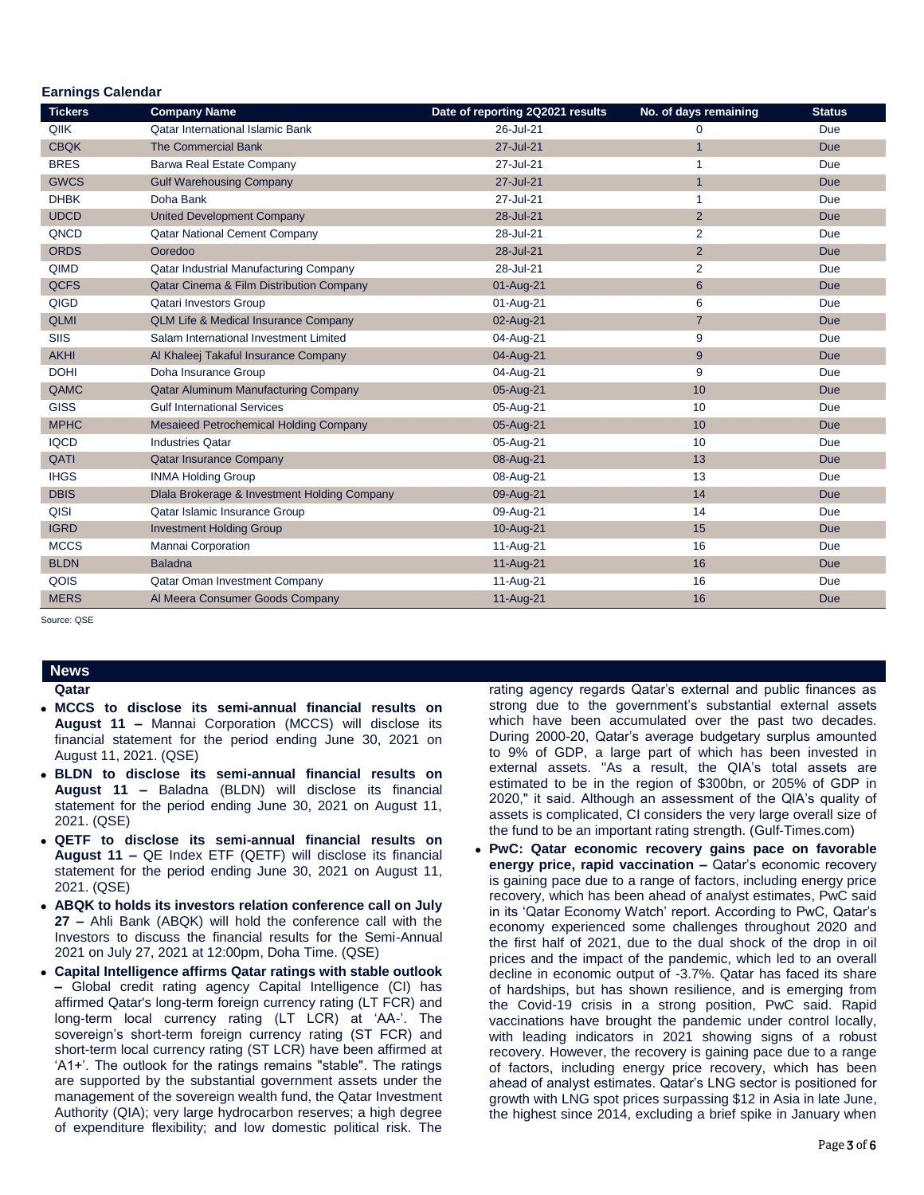## Earnings Calendar

| Tickers | Company Name | Date of reporting 2Q2021 results | No. of days remaining | Status |
|---|---|---|---|---|
| QIIK | Qatar International Islamic Bank | 26-Jul-21 | 0 | Due |
| CBQK | The Commercial Bank | 27-Jul-21 | 1 | Due |
| BRES | Barwa Real Estate Company | 27-Jul-21 | 1 | Due |
| GWCS | Gulf Warehousing Company | 27-Jul-21 | 1 | Due |
| DHBK | Doha Bank | 27-Jul-21 | 1 | Due |
| UDCD | United Development Company | 28-Jul-21 | 2 | Due |
| QNCD | Qatar National Cement Company | 28-Jul-21 | 2 | Due |
| ORDS | Ooredoo | 28-Jul-21 | 2 | Due |
| QIMD | Qatar Industrial Manufacturing Company | 28-Jul-21 | 2 | Due |
| QCFS | Qatar Cinema & Film Distribution Company | 01-Aug-21 | 6 | Due |
| QIGD | Qatari Investors Group | 01-Aug-21 | 6 | Due |
| QLMI | QLM Life & Medical Insurance Company | 02-Aug-21 | 7 | Due |
| SIIS | Salam International Investment Limited | 04-Aug-21 | 9 | Due |
| AKHI | Al Khaleej Takaful Insurance Company | 04-Aug-21 | 9 | Due |
| DOHI | Doha Insurance Group | 04-Aug-21 | 9 | Due |
| QAMC | Qatar Aluminum Manufacturing Company | 05-Aug-21 | 10 | Due |
| GISS | Gulf International Services | 05-Aug-21 | 10 | Due |
| MPHC | Mesaieed Petrochemical Holding Company | 05-Aug-21 | 10 | Due |
| IQCD | Industries Qatar | 05-Aug-21 | 10 | Due |
| QATI | Qatar Insurance Company | 08-Aug-21 | 13 | Due |
| IHGS | INMA Holding Group | 08-Aug-21 | 13 | Due |
| DBIS | Dlala Brokerage & Investment Holding Company | 09-Aug-21 | 14 | Due |
| QISI | Qatar Islamic Insurance Group | 09-Aug-21 | 14 | Due |
| IGRD | Investment Holding Group | 10-Aug-21 | 15 | Due |
| MCCS | Mannai Corporation | 11-Aug-21 | 16 | Due |
| BLDN | Baladna | 11-Aug-21 | 16 | Due |
| QOIS | Qatar Oman Investment Company | 11-Aug-21 | 16 | Due |
| MERS | Al Meera Consumer Goods Company | 11-Aug-21 | 16 | Due |

Source: QSE

## News

### Qatar

- **MCCS to disclose its semi-annual financial results on August 11 –** Mannai Corporation (MCCS) will disclose its financial statement for the period ending June 30, 2021 on August 11, 2021. (QSE)
- **BLDN to disclose its semi-annual financial results on August 11 –** Baladna (BLDN) will disclose its financial statement for the period ending June 30, 2021 on August 11, 2021. (QSE)
- **QETF to disclose its semi-annual financial results on August 11 –** QE Index ETF (QETF) will disclose its financial statement for the period ending June 30, 2021 on August 11, 2021. (QSE)
- **ABQK to holds its investors relation conference call on July 27 –** Ahli Bank (ABQK) will hold the conference call with the Investors to discuss the financial results for the Semi-Annual 2021 on July 27, 2021 at 12:00pm, Doha Time. (QSE)
- **Capital Intelligence affirms Qatar ratings with stable outlook –** Global credit rating agency Capital Intelligence (CI) has affirmed Qatar's long-term foreign currency rating (LT FCR) and long-term local currency rating (LT LCR) at 'AA-'. The sovereign's short-term foreign currency rating (ST FCR) and short-term local currency rating (ST LCR) have been affirmed at 'A1+'. The outlook for the ratings remains "stable". The ratings are supported by the substantial government assets under the management of the sovereign wealth fund, the Qatar Investment Authority (QIA); very large hydrocarbon reserves; a high degree of expenditure flexibility; and low domestic political risk. The rating agency regards Qatar's external and public finances as strong due to the government's substantial external assets which have been accumulated over the past two decades. During 2000-20, Qatar's average budgetary surplus amounted to 9% of GDP, a large part of which has been invested in external assets. "As a result, the QIA's total assets are estimated to be in the region of $300bn, or 205% of GDP in 2020," it said. Although an assessment of the QIA's quality of assets is complicated, CI considers the very large overall size of the fund to be an important rating strength. (Gulf-Times.com)
- **PwC: Qatar economic recovery gains pace on favorable energy price, rapid vaccination –** Qatar's economic recovery is gaining pace due to a range of factors, including energy price recovery, which has been ahead of analyst estimates, PwC said in its 'Qatar Economy Watch' report. According to PwC, Qatar's economy experienced some challenges throughout 2020 and the first half of 2021, due to the dual shock of the drop in oil prices and the impact of the pandemic, which led to an overall decline in economic output of -3.7%. Qatar has faced its share of hardships, but has shown resilience, and is emerging from the Covid-19 crisis in a strong position, PwC said. Rapid vaccinations have brought the pandemic under control locally, with leading indicators in 2021 showing signs of a robust recovery. However, the recovery is gaining pace due to a range of factors, including energy price recovery, which has been ahead of analyst estimates. Qatar's LNG sector is positioned for growth with LNG spot prices surpassing $12 in Asia in late June, the highest since 2014, excluding a brief spike in January when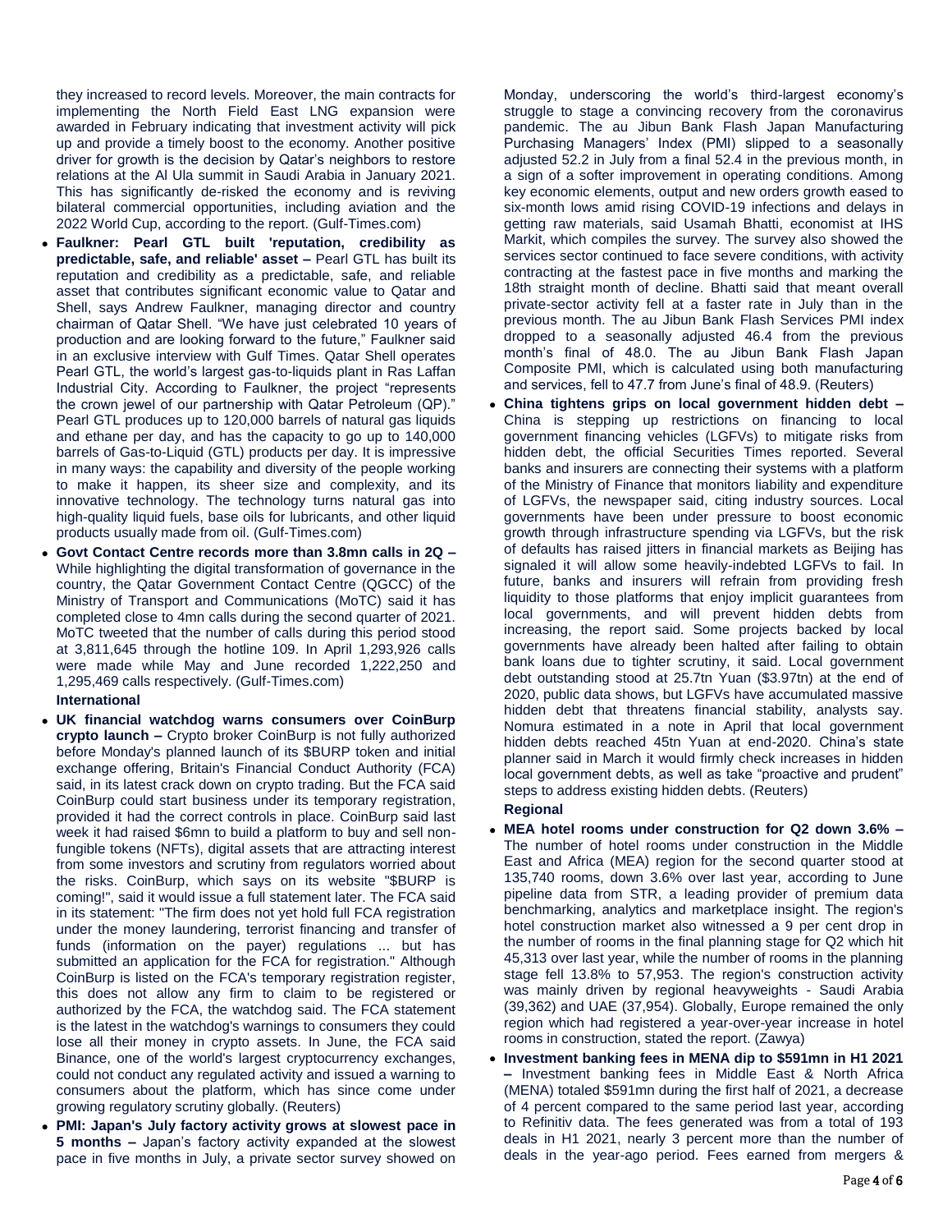they increased to record levels. Moreover, the main contracts for implementing the North Field East LNG expansion were awarded in February indicating that investment activity will pick up and provide a timely boost to the economy. Another positive driver for growth is the decision by Qatar's neighbors to restore relations at the Al Ula summit in Saudi Arabia in January 2021. This has significantly de-risked the economy and is reviving bilateral commercial opportunities, including aviation and the 2022 World Cup, according to the report. (Gulf-Times.com)

- **Faulkner: Pearl GTL built 'reputation, credibility as predictable, safe, and reliable' asset –** Pearl GTL has built its reputation and credibility as a predictable, safe, and reliable asset that contributes significant economic value to Qatar and Shell, says Andrew Faulkner, managing director and country chairman of Qatar Shell. "We have just celebrated 10 years of production and are looking forward to the future," Faulkner said in an exclusive interview with Gulf Times. Qatar Shell operates Pearl GTL, the world's largest gas-to-liquids plant in Ras Laffan Industrial City. According to Faulkner, the project "represents the crown jewel of our partnership with Qatar Petroleum (QP)." Pearl GTL produces up to 120,000 barrels of natural gas liquids and ethane per day, and has the capacity to go up to 140,000 barrels of Gas-to-Liquid (GTL) products per day. It is impressive in many ways: the capability and diversity of the people working to make it happen, its sheer size and complexity, and its innovative technology. The technology turns natural gas into high-quality liquid fuels, base oils for lubricants, and other liquid products usually made from oil. (Gulf-Times.com)
- **Govt Contact Centre records more than 3.8mn calls in 2Q –** While highlighting the digital transformation of governance in the country, the Qatar Government Contact Centre (QGCC) of the Ministry of Transport and Communications (MoTC) said it has completed close to 4mn calls during the second quarter of 2021. MoTC tweeted that the number of calls during this period stood at 3,811,645 through the hotline 109. In April 1,293,926 calls were made while May and June recorded 1,222,250 and 1,295,469 calls respectively. (Gulf-Times.com)

**International**

- **UK financial watchdog warns consumers over CoinBurp crypto launch –** Crypto broker CoinBurp is not fully authorized before Monday's planned launch of its $BURP token and initial exchange offering, Britain's Financial Conduct Authority (FCA) said, in its latest crack down on crypto trading. But the FCA said CoinBurp could start business under its temporary registration, provided it had the correct controls in place. CoinBurp said last week it had raised $6mn to build a platform to buy and sell non-fungible tokens (NFTs), digital assets that are attracting interest from some investors and scrutiny from regulators worried about the risks. CoinBurp, which says on its website "$BURP is coming!", said it would issue a full statement later. The FCA said in its statement: "The firm does not yet hold full FCA registration under the money laundering, terrorist financing and transfer of funds (information on the payer) regulations ... but has submitted an application for the FCA for registration." Although CoinBurp is listed on the FCA's temporary registration register, this does not allow any firm to claim to be registered or authorized by the FCA, the watchdog said. The FCA statement is the latest in the watchdog's warnings to consumers they could lose all their money in crypto assets. In June, the FCA said Binance, one of the world's largest cryptocurrency exchanges, could not conduct any regulated activity and issued a warning to consumers about the platform, which has since come under growing regulatory scrutiny globally. (Reuters)
- **PMI: Japan's July factory activity grows at slowest pace in 5 months –** Japan's factory activity expanded at the slowest pace in five months in July, a private sector survey showed on Monday, underscoring the world's third-largest economy's struggle to stage a convincing recovery from the coronavirus pandemic. The au Jibun Bank Flash Japan Manufacturing Purchasing Managers' Index (PMI) slipped to a seasonally adjusted 52.2 in July from a final 52.4 in the previous month, in a sign of a softer improvement in operating conditions. Among key economic elements, output and new orders growth eased to six-month lows amid rising COVID-19 infections and delays in getting raw materials, said Usamah Bhatti, economist at IHS Markit, which compiles the survey. The survey also showed the services sector continued to face severe conditions, with activity contracting at the fastest pace in five months and marking the 18th straight month of decline. Bhatti said that meant overall private-sector activity fell at a faster rate in July than in the previous month. The au Jibun Bank Flash Services PMI index dropped to a seasonally adjusted 46.4 from the previous month's final of 48.0. The au Jibun Bank Flash Japan Composite PMI, which is calculated using both manufacturing and services, fell to 47.7 from June's final of 48.9. (Reuters)
- **China tightens grips on local government hidden debt –** China is stepping up restrictions on financing to local government financing vehicles (LGFVs) to mitigate risks from hidden debt, the official Securities Times reported. Several banks and insurers are connecting their systems with a platform of the Ministry of Finance that monitors liability and expenditure of LGFVs, the newspaper said, citing industry sources. Local governments have been under pressure to boost economic growth through infrastructure spending via LGFVs, but the risk of defaults has raised jitters in financial markets as Beijing has signaled it will allow some heavily-indebted LGFVs to fail. In future, banks and insurers will refrain from providing fresh liquidity to those platforms that enjoy implicit guarantees from local governments, and will prevent hidden debts from increasing, the report said. Some projects backed by local governments have already been halted after failing to obtain bank loans due to tighter scrutiny, it said. Local government debt outstanding stood at 25.7tn Yuan ($3.97tn) at the end of 2020, public data shows, but LGFVs have accumulated massive hidden debt that threatens financial stability, analysts say. Nomura estimated in a note in April that local government hidden debts reached 45tn Yuan at end-2020. China's state planner said in March it would firmly check increases in hidden local government debts, as well as take "proactive and prudent" steps to address existing hidden debts. (Reuters)

**Regional**

- **MEA hotel rooms under construction for Q2 down 3.6% –** The number of hotel rooms under construction in the Middle East and Africa (MEA) region for the second quarter stood at 135,740 rooms, down 3.6% over last year, according to June pipeline data from STR, a leading provider of premium data benchmarking, analytics and marketplace insight. The region's hotel construction market also witnessed a 9 per cent drop in the number of rooms in the final planning stage for Q2 which hit 45,313 over last year, while the number of rooms in the planning stage fell 13.8% to 57,953. The region's construction activity was mainly driven by regional heavyweights - Saudi Arabia (39,362) and UAE (37,954). Globally, Europe remained the only region which had registered a year-over-year increase in hotel rooms in construction, stated the report. (Zawya)
- **Investment banking fees in MENA dip to $591mn in H1 2021 –** Investment banking fees in Middle East & North Africa (MENA) totaled $591mn during the first half of 2021, a decrease of 4 percent compared to the same period last year, according to Refinitiv data. The fees generated was from a total of 193 deals in H1 2021, nearly 3 percent more than the number of deals in the year-ago period. Fees earned from mergers &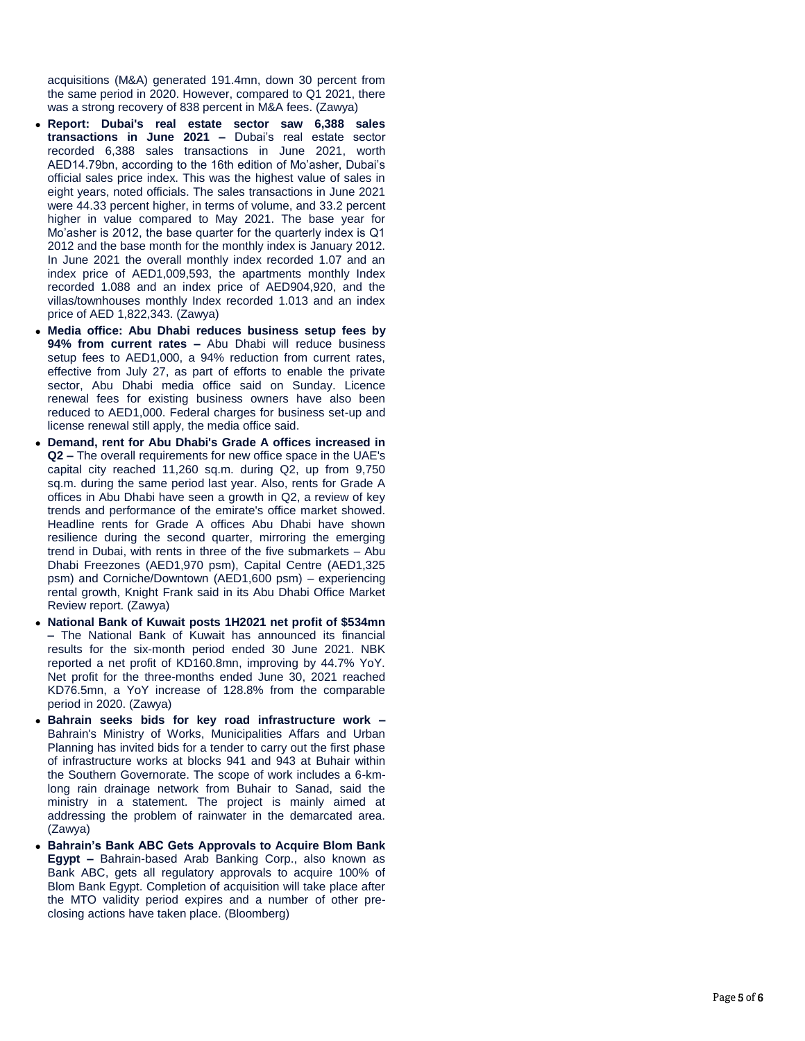acquisitions (M&A) generated 191.4mn, down 30 percent from the same period in 2020. However, compared to Q1 2021, there was a strong recovery of 838 percent in M&A fees. (Zawya)

- **Report: Dubai's real estate sector saw 6,388 sales transactions in June 2021 –** Dubai's real estate sector recorded 6,388 sales transactions in June 2021, worth AED14.79bn, according to the 16th edition of Mo'asher, Dubai's official sales price index. This was the highest value of sales in eight years, noted officials. The sales transactions in June 2021 were 44.33 percent higher, in terms of volume, and 33.2 percent higher in value compared to May 2021. The base year for Mo'asher is 2012, the base quarter for the quarterly index is Q1 2012 and the base month for the monthly index is January 2012. In June 2021 the overall monthly index recorded 1.07 and an index price of AED1,009,593, the apartments monthly Index recorded 1.088 and an index price of AED904,920, and the villas/townhouses monthly Index recorded 1.013 and an index price of AED 1,822,343. (Zawya)
- **Media office: Abu Dhabi reduces business setup fees by 94% from current rates –** Abu Dhabi will reduce business setup fees to AED1,000, a 94% reduction from current rates, effective from July 27, as part of efforts to enable the private sector, Abu Dhabi media office said on Sunday. Licence renewal fees for existing business owners have also been reduced to AED1,000. Federal charges for business set-up and license renewal still apply, the media office said.
- **Demand, rent for Abu Dhabi's Grade A offices increased in Q2 –** The overall requirements for new office space in the UAE's capital city reached 11,260 sq.m. during Q2, up from 9,750 sq.m. during the same period last year. Also, rents for Grade A offices in Abu Dhabi have seen a growth in Q2, a review of key trends and performance of the emirate's office market showed. Headline rents for Grade A offices Abu Dhabi have shown resilience during the second quarter, mirroring the emerging trend in Dubai, with rents in three of the five submarkets – Abu Dhabi Freezones (AED1,970 psm), Capital Centre (AED1,325 psm) and Corniche/Downtown (AED1,600 psm) – experiencing rental growth, Knight Frank said in its Abu Dhabi Office Market Review report. (Zawya)
- **National Bank of Kuwait posts 1H2021 net profit of $534mn –** The National Bank of Kuwait has announced its financial results for the six-month period ended 30 June 2021. NBK reported a net profit of KD160.8mn, improving by 44.7% YoY. Net profit for the three-months ended June 30, 2021 reached KD76.5mn, a YoY increase of 128.8% from the comparable period in 2020. (Zawya)
- **Bahrain seeks bids for key road infrastructure work –** Bahrain's Ministry of Works, Municipalities Affars and Urban Planning has invited bids for a tender to carry out the first phase of infrastructure works at blocks 941 and 943 at Buhair within the Southern Governorate. The scope of work includes a 6-km-long rain drainage network from Buhair to Sanad, said the ministry in a statement. The project is mainly aimed at addressing the problem of rainwater in the demarcated area. (Zawya)
- **Bahrain's Bank ABC Gets Approvals to Acquire Blom Bank Egypt –** Bahrain-based Arab Banking Corp., also known as Bank ABC, gets all regulatory approvals to acquire 100% of Blom Bank Egypt. Completion of acquisition will take place after the MTO validity period expires and a number of other pre-closing actions have taken place. (Bloomberg)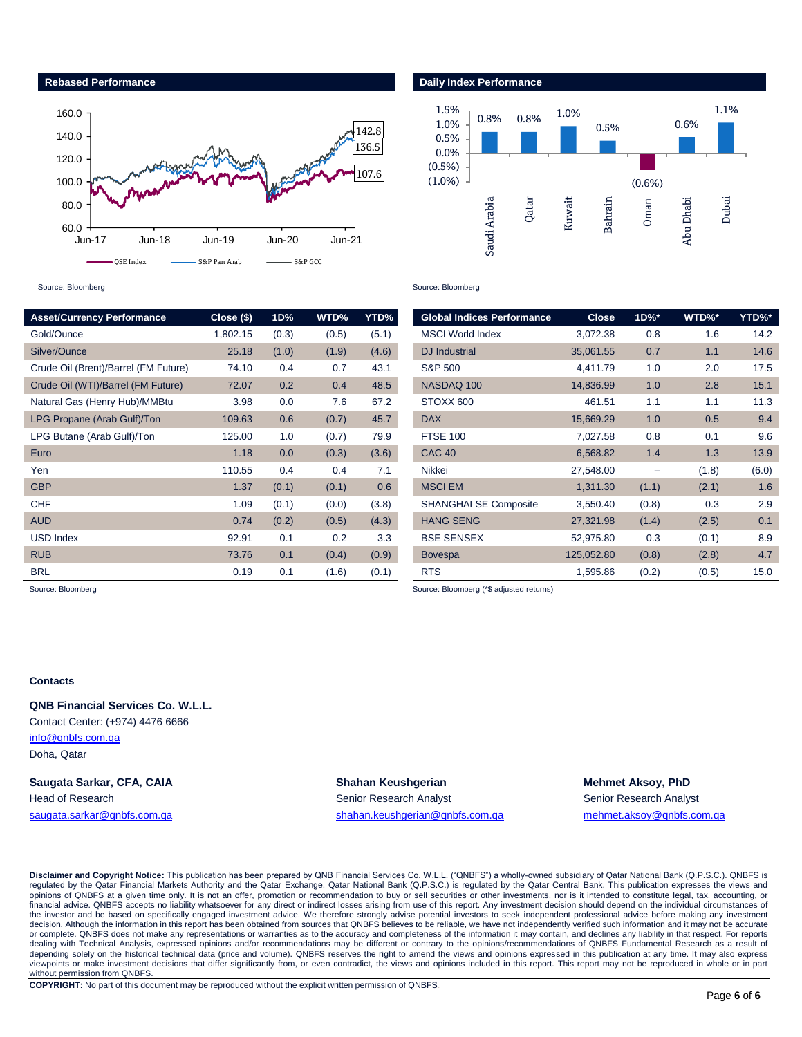## Rebased Performance

160.0
140.0
120.0
100.0
80.0
60.0

Jun-17 Jun-18 Jun-19 Jun-20 Jun-21

142.8
136.5
107.6

QSE Index S&P Pan Arab S&P GCC

Source: Bloomberg

## Daily Index Performance

1.5%
1.0%
0.5%
0.0%
(0.5%)
(1.0%)

0.8% 0.8% 1.0% 0.5% (0.6%) 0.6% 1.1%

Saudi Arabia Qatar Kuwait Bahrain Oman Abu Dhabi Dubai

Source: Bloomberg

| Asset/Currency Performance | Close ($) | 1D% | WTD% | YTD% |
|---|---|---|---|---|
| Gold/Ounce | 1,802.15 | (0.3) | (0.5) | (5.1) |
| Silver/Ounce | 25.18 | (1.0) | (1.9) | (4.6) |
| Crude Oil (Brent)/Barrel (FM Future) | 74.10 | 0.4 | 0.7 | 43.1 |
| Crude Oil (WTI)/Barrel (FM Future) | 72.07 | 0.2 | 0.4 | 48.5 |
| Natural Gas (Henry Hub)/MMBtu | 3.98 | 0.0 | 7.6 | 67.2 |
| LPG Propane (Arab Gulf)/Ton | 109.63 | 0.6 | (0.7) | 45.7 |
| LPG Butane (Arab Gulf)/Ton | 125.00 | 1.0 | (0.7) | 79.9 |
| Euro | 1.18 | 0.0 | (0.3) | (3.6) |
| Yen | 110.55 | 0.4 | 0.4 | 7.1 |
| GBP | 1.37 | (0.1) | (0.1) | 0.6 |
| CHF | 1.09 | (0.1) | (0.0) | (3.8) |
| AUD | 0.74 | (0.2) | (0.5) | (4.3) |
| USD Index | 92.91 | 0.1 | 0.2 | 3.3 |
| RUB | 73.76 | 0.1 | (0.4) | (0.9) |
| BRL | 0.19 | 0.1 | (1.6) | (0.1) |

Source: Bloomberg

| Global Indices Performance | Close | 1D%* | WTD%* | YTD%* |
|---|---|---|---|---|
| MSCI World Index | 3,072.38 | 0.8 | 1.6 | 14.2 |
| DJ Industrial | 35,061.55 | 0.7 | 1.1 | 14.6 |
| S&P 500 | 4,411.79 | 1.0 | 2.0 | 17.5 |
| NASDAQ 100 | 14,836.99 | 1.0 | 2.8 | 15.1 |
| STOXX 600 | 461.51 | 1.1 | 1.1 | 11.3 |
| DAX | 15,669.29 | 1.0 | 0.5 | 9.4 |
| FTSE 100 | 7,027.58 | 0.8 | 0.1 | 9.6 |
| CAC 40 | 6,568.82 | 1.4 | 1.3 | 13.9 |
| Nikkei | 27,548.00 | – | (1.8) | (6.0) |
| MSCI EM | 1,311.30 | (1.1) | (2.1) | 1.6 |
| SHANGHAI SE Composite | 3,550.40 | (0.8) | 0.3 | 2.9 |
| HANG SENG | 27,321.98 | (1.4) | (2.5) | 0.1 |
| BSE SENSEX | 52,975.80 | 0.3 | (0.1) | 8.9 |
| Bovespa | 125,052.80 | (0.8) | (2.8) | 4.7 |
| RTS | 1,595.86 | (0.2) | (0.5) | 15.0 |

Source: Bloomberg (*$ adjusted returns)

**Contacts**

**QNB Financial Services Co. W.L.L.**
Contact Center: (+974) 4476 6666
info@qnbfs.com.qa
Doha, Qatar

**Saugata Sarkar, CFA, CAIA**
Head of Research
saugata.sarkar@qnbfs.com.qa

**Shahan Keushgerian**
Senior Research Analyst
shahan.keushgerian@qnbfs.com.qa

**Mehmet Aksoy, PhD**
Senior Research Analyst
mehmet.aksoy@qnbfs.com.qa

**Disclaimer and Copyright Notice:** This publication has been prepared by QNB Financial Services Co. W.L.L. ("QNBFS") a wholly-owned subsidiary of Qatar National Bank (Q.P.S.C.). QNBFS is regulated by the Qatar Financial Markets Authority and the Qatar Exchange. Qatar National Bank (Q.P.S.C.) is regulated by the Qatar Central Bank. This publication expresses the views and opinions of QNBFS at a given time only. It is not an offer, promotion or recommendation to buy or sell securities or other investments, nor is it intended to constitute legal, tax, accounting, or financial advice. QNBFS accepts no liability whatsoever for any direct or indirect losses arising from use of this report. Any investment decision should depend on the individual circumstances of the investor and be based on specifically engaged investment advice. We therefore strongly advise potential investors to seek independent professional advice before making any investment decision. Although the information in this report has been obtained from sources that QNBFS believes to be reliable, we have not independently verified such information and it may not be accurate or complete. QNBFS does not make any representations or warranties as to the accuracy and completeness of the information it may contain, and declines any liability in that respect. For reports dealing with Technical Analysis, expressed opinions and/or recommendations may be different or contrary to the opinions/recommendations of QNBFS Fundamental Research as a result of depending solely on the historical technical data (price and volume). QNBFS reserves the right to amend the views and opinions expressed in this publication at any time. It may also express viewpoints or make investment decisions that differ significantly from, or even contradict, the views and opinions included in this report. This report may not be reproduced in whole or in part without permission from QNBFS.

**COPYRIGHT:** No part of this document may be reproduced without the explicit written permission of QNBFS